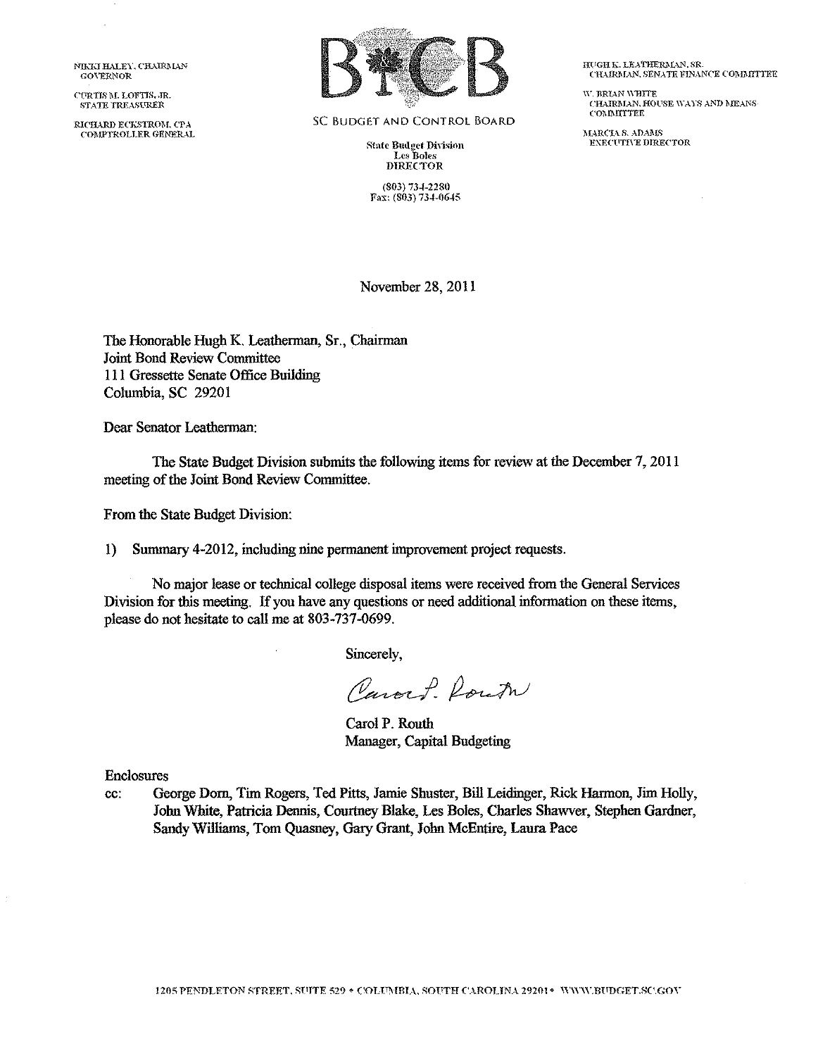NIKKI HALEY, CHAIRMAN
GOVERNOR

CURTIS M. LOFTIS, JR.
STATE TREASURER

RICHARD ECKSTROM, CPA
COMPTROLLER GENERAL

SC BUDGET AND CONTROL BOARD

State Budget Division
Les Boles
DIRECTOR

(803) 734-2280
Fax: (803) 734-0645

HUGH K. LEATHERMAN, SR.
CHAIRMAN, SENATE FINANCE COMMITTEE

W. BRIAN WHITE
CHAIRMAN, HOUSE WAYS AND MEANS COMMITTEE

MARCIA S. ADAMS
EXECUTIVE DIRECTOR

November 28, 2011

The Honorable Hugh K. Leatherman, Sr., Chairman
Joint Bond Review Committee
111 Gressette Senate Office Building
Columbia, SC 29201

Dear Senator Leatherman:

The State Budget Division submits the following items for review at the December 7, 2011 meeting of the Joint Bond Review Committee.

From the State Budget Division:

1) Summary 4-2012, including nine permanent improvement project requests.

No major lease or technical college disposal items were received from the General Services Division for this meeting. If you have any questions or need additional information on these items, please do not hesitate to call me at 803-737-0699.

Sincerely,

Carol P. Routh

Carol P. Routh
Manager, Capital Budgeting

Enclosures

cc: George Dorn, Tim Rogers, Ted Pitts, Jamie Shuster, Bill Leidinger, Rick Harmon, Jim Holly, John White, Patricia Dennis, Courtney Blake, Les Boles, Charles Shawver, Stephen Gardner, Sandy Williams, Tom Quasney, Gary Grant, John McEntire, Laura Pace

1205 PENDLETON STREET, SUITE 529 • COLUMBIA, SOUTH CAROLINA 29201 • WWW.BUDGET.SC.GOV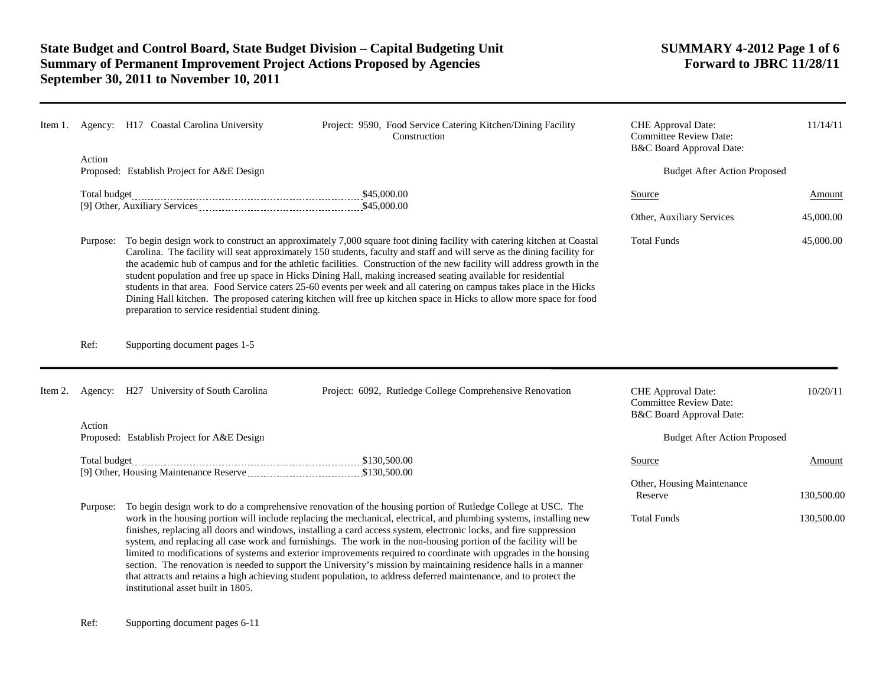# State Budget and Control Board, State Budget Division – Capital Budgeting Unit
# Summary of Permanent Improvement Project Actions Proposed by Agencies
# September 30, 2011 to November 10, 2011

**SUMMARY 4-2012 Page 1 of 6**
**Forward to JBRC 11/28/11**

---

**Item 1.** Agency: H17 Coastal Carolina University

Project: 9590, Food Service Catering Kitchen/Dining Facility Construction

| | |
|---|---|
| CHE Approval Date: | 11/14/11 |
| Committee Review Date: | |
| B&C Board Approval Date: | |

Action Proposed: Establish Project for A&E Design

Total budget .......... $45,000.00
[9] Other, Auxiliary Services .......... $45,000.00

Budget After Action Proposed

| Source | Amount |
|---|---|
| Other, Auxiliary Services | 45,000.00 |
| Total Funds | 45,000.00 |

Purpose: To begin design work to construct an approximately 7,000 square foot dining facility with catering kitchen at Coastal Carolina. The facility will seat approximately 150 students, faculty and staff and will serve as the dining facility for the academic hub of campus and for the athletic facilities. Construction of the new facility will address growth in the student population and free up space in Hicks Dining Hall, making increased seating available for residential students in that area. Food Service caters 25-60 events per week and all catering on campus takes place in the Hicks Dining Hall kitchen. The proposed catering kitchen will free up kitchen space in Hicks to allow more space for food preparation to service residential student dining.

Ref: Supporting document pages 1-5

---

**Item 2.** Agency: H27 University of South Carolina

Project: 6092, Rutledge College Comprehensive Renovation

| | |
|---|---|
| CHE Approval Date: | 10/20/11 |
| Committee Review Date: | |
| B&C Board Approval Date: | |

Action Proposed: Establish Project for A&E Design

Total budget .......... $130,500.00
[9] Other, Housing Maintenance Reserve .......... $130,500.00

Budget After Action Proposed

| Source | Amount |
|---|---|
| Other, Housing Maintenance Reserve | 130,500.00 |
| Total Funds | 130,500.00 |

Purpose: To begin design work to do a comprehensive renovation of the housing portion of Rutledge College at USC. The work in the housing portion will include replacing the mechanical, electrical, and plumbing systems, installing new finishes, replacing all doors and windows, installing a card access system, electronic locks, and fire suppression system, and replacing all case work and furnishings. The work in the non-housing portion of the facility will be limited to modifications of systems and exterior improvements required to coordinate with upgrades in the housing section. The renovation is needed to support the University's mission by maintaining residence halls in a manner that attracts and retains a high achieving student population, to address deferred maintenance, and to protect the institutional asset built in 1805.

Ref: Supporting document pages 6-11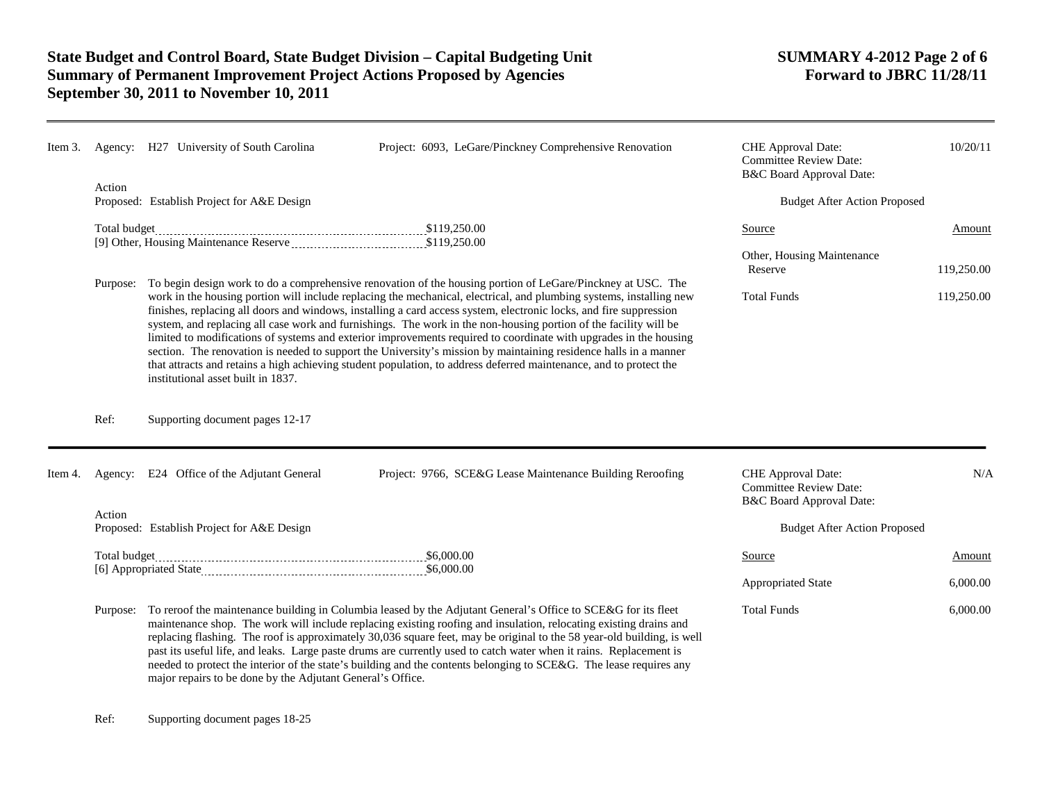**Item 3.** Agency: H27 University of South Carolina — Project: 6093, LeGare/Pinckney Comprehensive Renovation

| | |
|---|---|
| CHE Approval Date: | 10/20/11 |
| Committee Review Date: | |
| B&C Board Approval Date: | |

Action Proposed: Establish Project for A&E Design

Total budget .................................................. $119,250.00
[9] Other, Housing Maintenance Reserve .................................................. $119,250.00

**Budget After Action Proposed**

| Source | Amount |
|---|---|
| Other, Housing Maintenance Reserve | 119,250.00 |
| Total Funds | 119,250.00 |

Purpose: To begin design work to do a comprehensive renovation of the housing portion of LeGare/Pinckney at USC. The work in the housing portion will include replacing the mechanical, electrical, and plumbing systems, installing new finishes, replacing all doors and windows, installing a card access system, electronic locks, and fire suppression system, and replacing all case work and furnishings. The work in the non-housing portion of the facility will be limited to modifications of systems and exterior improvements required to coordinate with upgrades in the housing section. The renovation is needed to support the University's mission by maintaining residence halls in a manner that attracts and retains a high achieving student population, to address deferred maintenance, and to protect the institutional asset built in 1837.

Ref: Supporting document pages 12-17

---

**Item 4.** Agency: E24 Office of the Adjutant General — Project: 9766, SCE&G Lease Maintenance Building Reroofing

| | |
|---|---|
| CHE Approval Date: | N/A |
| Committee Review Date: | |
| B&C Board Approval Date: | |

Action Proposed: Establish Project for A&E Design

Total budget .................................................. $6,000.00
[6] Appropriated State .................................................. $6,000.00

**Budget After Action Proposed**

| Source | Amount |
|---|---|
| Appropriated State | 6,000.00 |
| Total Funds | 6,000.00 |

Purpose: To reroof the maintenance building in Columbia leased by the Adjutant General's Office to SCE&G for its fleet maintenance shop. The work will include replacing existing roofing and insulation, relocating existing drains and replacing flashing. The roof is approximately 30,036 square feet, may be original to the 58 year-old building, is well past its useful life, and leaks. Large paste drums are currently used to catch water when it rains. Replacement is needed to protect the interior of the state's building and the contents belonging to SCE&G. The lease requires any major repairs to be done by the Adjutant General's Office.

Ref: Supporting document pages 18-25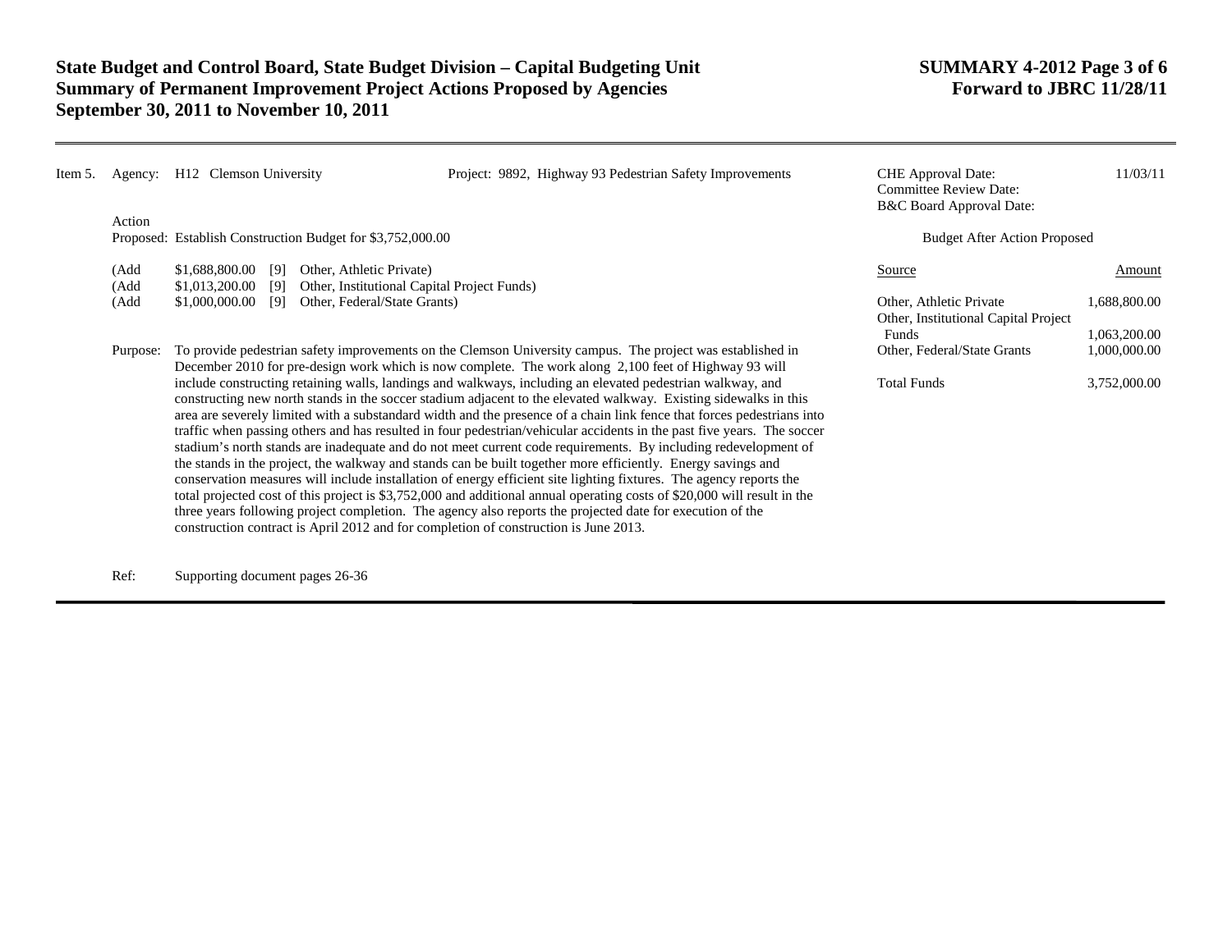# State Budget and Control Board, State Budget Division – Capital Budgeting Unit
## Summary of Permanent Improvement Project Actions Proposed by Agencies
## September 30, 2011 to November 10, 2011

**SUMMARY 4-2012**
**Forward to JBRC 11/28/11**

---

Item 5. Agency: H12 Clemson University

Project: 9892, Highway 93 Pedestrian Safety Improvements

| | |
|---|---|
| CHE Approval Date: | 11/03/11 |
| Committee Review Date: | |
| B&C Board Approval Date: | |

Action Proposed: Establish Construction Budget for $3,752,000.00

(Add $1,688,800.00 [9] Other, Athletic Private)
(Add $1,013,200.00 [9] Other, Institutional Capital Project Funds)
(Add $1,000,000.00 [9] Other, Federal/State Grants)

**Budget After Action Proposed**

| Source | Amount |
|---|---|
| Other, Athletic Private | 1,688,800.00 |
| Other, Institutional Capital Project Funds | 1,063,200.00 |
| Other, Federal/State Grants | 1,000,000.00 |
| Total Funds | 3,752,000.00 |

Purpose: To provide pedestrian safety improvements on the Clemson University campus. The project was established in December 2010 for pre-design work which is now complete. The work along 2,100 feet of Highway 93 will include constructing retaining walls, landings and walkways, including an elevated pedestrian walkway, and constructing new north stands in the soccer stadium adjacent to the elevated walkway. Existing sidewalks in this area are severely limited with a substandard width and the presence of a chain link fence that forces pedestrians into traffic when passing others and has resulted in four pedestrian/vehicular accidents in the past five years. The soccer stadium's north stands are inadequate and do not meet current code requirements. By including redevelopment of the stands in the project, the walkway and stands can be built together more efficiently. Energy savings and conservation measures will include installation of energy efficient site lighting fixtures. The agency reports the total projected cost of this project is $3,752,000 and additional annual operating costs of $20,000 will result in the three years following project completion. The agency also reports the projected date for execution of the construction contract is April 2012 and for completion of construction is June 2013.

Ref: Supporting document pages 26-36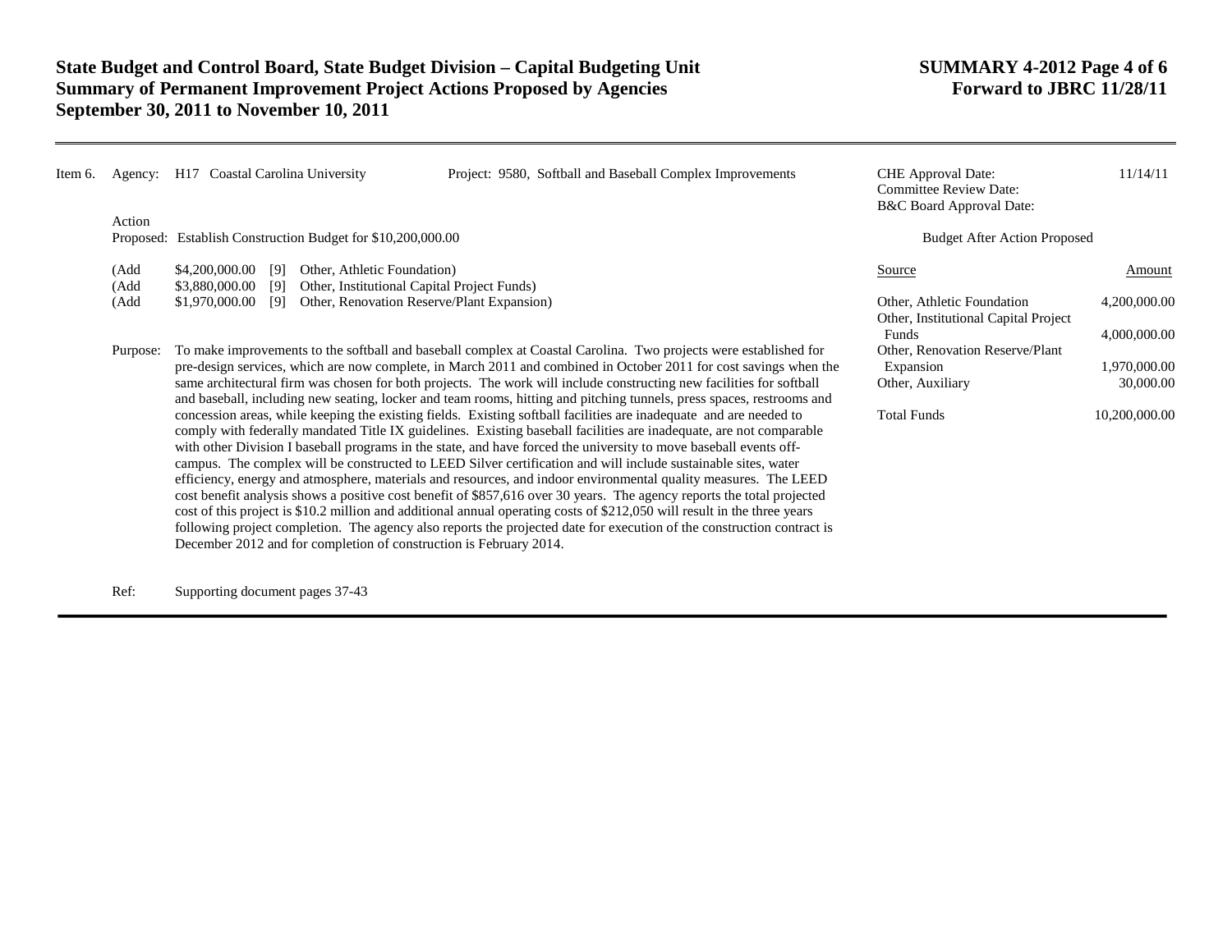Item 6. Agency: H17 Coastal Carolina University    Project: 9580, Softball and Baseball Complex Improvements

| | |
|---|---|
| CHE Approval Date: | 11/14/11 |
| Committee Review Date: | |
| B&C Board Approval Date: | |

Action Proposed: Establish Construction Budget for $10,200,000.00

(Add $4,200,000.00 [9] Other, Athletic Foundation)
(Add $3,880,000.00 [9] Other, Institutional Capital Project Funds)
(Add $1,970,000.00 [9] Other, Renovation Reserve/Plant Expansion)

**Budget After Action Proposed**

| Source | Amount |
|---|---|
| Other, Athletic Foundation | 4,200,000.00 |
| Other, Institutional Capital Project Funds | 4,000,000.00 |
| Other, Renovation Reserve/Plant Expansion | 1,970,000.00 |
| Other, Auxiliary | 30,000.00 |
| Total Funds | 10,200,000.00 |

Purpose: To make improvements to the softball and baseball complex at Coastal Carolina. Two projects were established for pre-design services, which are now complete, in March 2011 and combined in October 2011 for cost savings when the same architectural firm was chosen for both projects. The work will include constructing new facilities for softball and baseball, including new seating, locker and team rooms, hitting and pitching tunnels, press spaces, restrooms and concession areas, while keeping the existing fields. Existing softball facilities are inadequate and are needed to comply with federally mandated Title IX guidelines. Existing baseball facilities are inadequate, are not comparable with other Division I baseball programs in the state, and have forced the university to move baseball events off-campus. The complex will be constructed to LEED Silver certification and will include sustainable sites, water efficiency, energy and atmosphere, materials and resources, and indoor environmental quality measures. The LEED cost benefit analysis shows a positive cost benefit of $857,616 over 30 years. The agency reports the total projected cost of this project is $10.2 million and additional annual operating costs of $212,050 will result in the three years following project completion. The agency also reports the projected date for execution of the construction contract is December 2012 and for completion of construction is February 2014.

Ref: Supporting document pages 37-43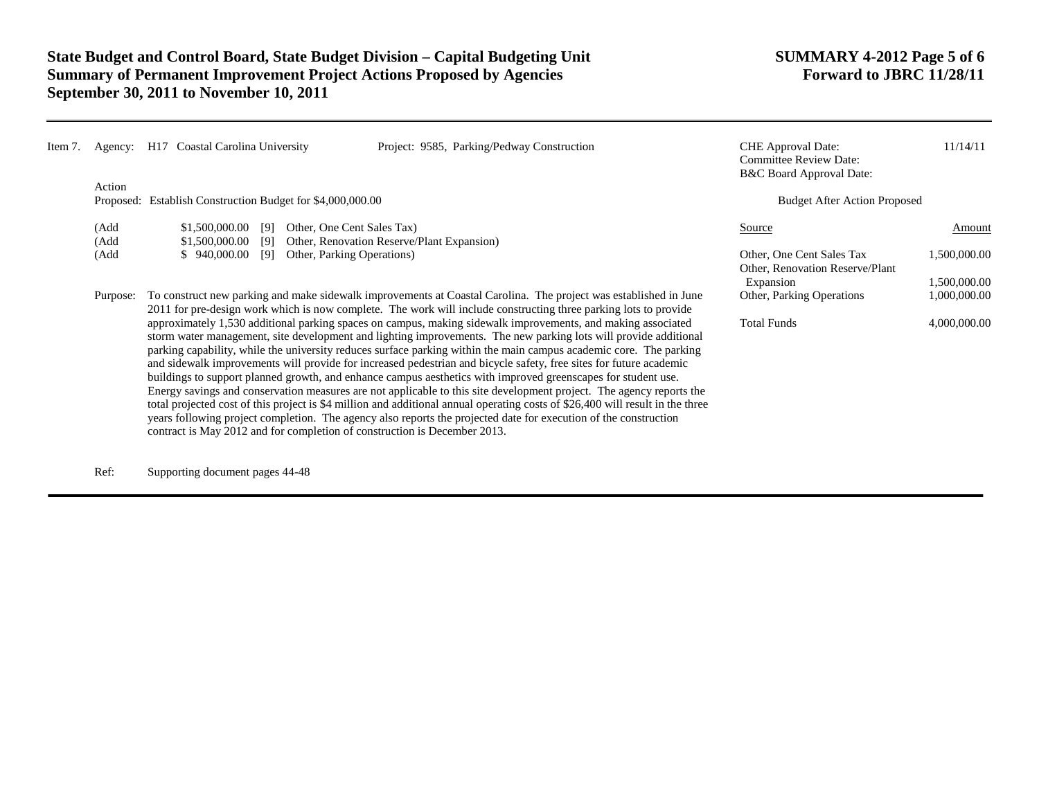**Item 7.** Agency: H17 Coastal Carolina University

Project: 9585, Parking/Pedway Construction

CHE Approval Date: 11/14/11
Committee Review Date:
B&C Board Approval Date:

Action Proposed: Establish Construction Budget for $4,000,000.00

(Add $1,500,000.00 [9] Other, One Cent Sales Tax)
(Add $1,500,000.00 [9] Other, Renovation Reserve/Plant Expansion)
(Add $ 940,000.00 [9] Other, Parking Operations)

Budget After Action Proposed

| Source | Amount |
|---|---|
| Other, One Cent Sales Tax | 1,500,000.00 |
| Other, Renovation Reserve/Plant Expansion | 1,500,000.00 |
| Other, Parking Operations | 1,000,000.00 |
| Total Funds | 4,000,000.00 |

Purpose: To construct new parking and make sidewalk improvements at Coastal Carolina. The project was established in June 2011 for pre-design work which is now complete. The work will include constructing three parking lots to provide approximately 1,530 additional parking spaces on campus, making sidewalk improvements, and making associated storm water management, site development and lighting improvements. The new parking lots will provide additional parking capability, while the university reduces surface parking within the main campus academic core. The parking and sidewalk improvements will provide for increased pedestrian and bicycle safety, free sites for future academic buildings to support planned growth, and enhance campus aesthetics with improved greenscapes for student use. Energy savings and conservation measures are not applicable to this site development project. The agency reports the total projected cost of this project is $4 million and additional annual operating costs of $26,400 will result in the three years following project completion. The agency also reports the projected date for execution of the construction contract is May 2012 and for completion of construction is December 2013.

Ref: Supporting document pages 44-48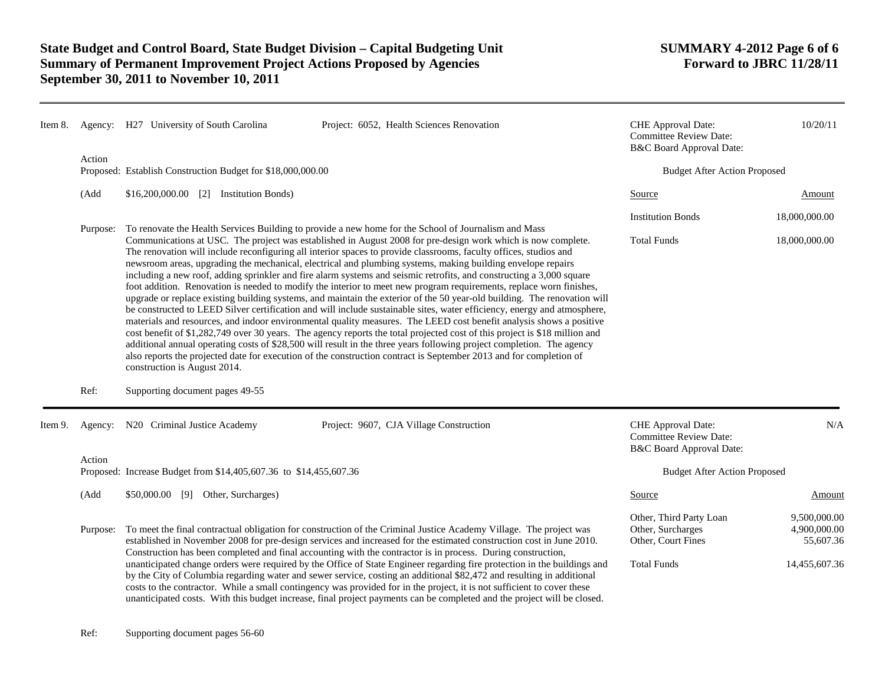**State Budget and Control Board, State Budget Division – Capital Budgeting Unit**
**Summary of Permanent Improvement Project Actions Proposed by Agencies**
**September 30, 2011 to November 10, 2011**

**SUMMARY 4-2012 Page 6 of 6**
**Forward to JBRC 11/28/11**

---

Item 8. Agency: H27 University of South Carolina Project: 6052, Health Sciences Renovation

CHE Approval Date: 10/20/11
Committee Review Date:
B&C Board Approval Date:

Action Proposed: Establish Construction Budget for $18,000,000.00

(Add $16,200,000.00 [2] Institution Bonds)

Budget After Action Proposed

| Source | Amount |
|---|---|
| Institution Bonds | 18,000,000.00 |
| Total Funds | 18,000,000.00 |

Purpose: To renovate the Health Services Building to provide a new home for the School of Journalism and Mass Communications at USC. The project was established in August 2008 for pre-design work which is now complete. The renovation will include reconfiguring all interior spaces to provide classrooms, faculty offices, studios and newsroom areas, upgrading the mechanical, electrical and plumbing systems, making building envelope repairs including a new roof, adding sprinkler and fire alarm systems and seismic retrofits, and constructing a 3,000 square foot addition. Renovation is needed to modify the interior to meet new program requirements, replace worn finishes, upgrade or replace existing building systems, and maintain the exterior of the 50 year-old building. The renovation will be constructed to LEED Silver certification and will include sustainable sites, water efficiency, energy and atmosphere, materials and resources, and indoor environmental quality measures. The LEED cost benefit analysis shows a positive cost benefit of $1,282,749 over 30 years. The agency reports the total projected cost of this project is $18 million and additional annual operating costs of $28,500 will result in the three years following project completion. The agency also reports the projected date for execution of the construction contract is September 2013 and for completion of construction is August 2014.

Ref: Supporting document pages 49-55

---

Item 9. Agency: N20 Criminal Justice Academy Project: 9607, CJA Village Construction

CHE Approval Date: N/A
Committee Review Date:
B&C Board Approval Date:

Action Proposed: Increase Budget from $14,405,607.36 to $14,455,607.36

(Add $50,000.00 [9] Other, Surcharges)

Budget After Action Proposed

| Source | Amount |
|---|---|
| Other, Third Party Loan | 9,500,000.00 |
| Other, Surcharges | 4,900,000.00 |
| Other, Court Fines | 55,607.36 |
| Total Funds | 14,455,607.36 |

Purpose: To meet the final contractual obligation for construction of the Criminal Justice Academy Village. The project was established in November 2008 for pre-design services and increased for the estimated construction cost in June 2010. Construction has been completed and final accounting with the contractor is in process. During construction, unanticipated change orders were required by the Office of State Engineer regarding fire protection in the buildings and by the City of Columbia regarding water and sewer service, costing an additional $82,472 and resulting in additional costs to the contractor. While a small contingency was provided for in the project, it is not sufficient to cover these unanticipated costs. With this budget increase, final project payments can be completed and the project will be closed.

Ref: Supporting document pages 56-60